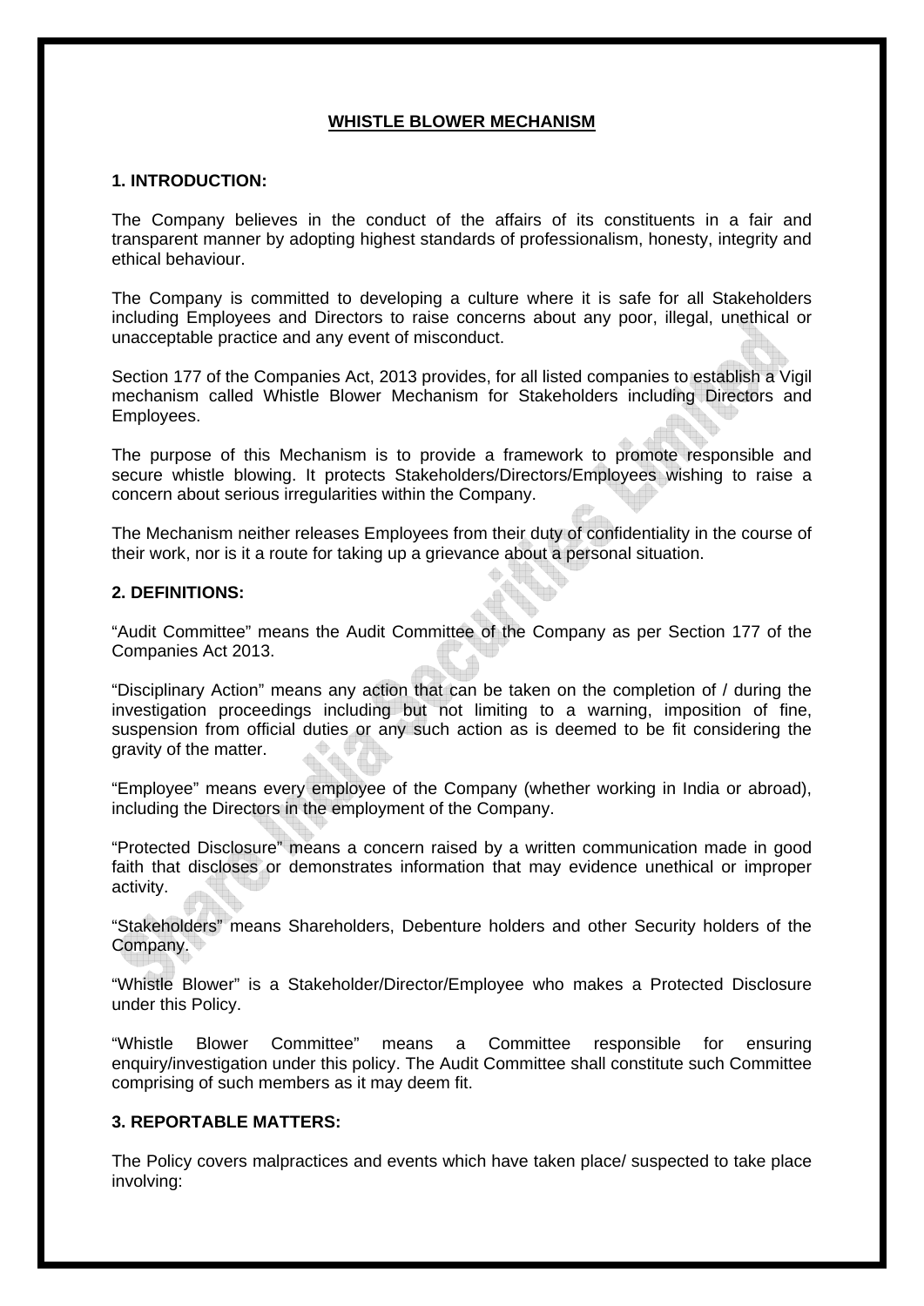# WHISTLE BLOWER MECHANISM

## 1. INTRODUCTION:

The Company believes in the conduct of the affairs of its constituents in a fair and transparent manner by adopting highest standards of professionalism, honesty, integrity and ethical behaviour.

The Company is committed to developing a culture where it is safe for all Stakeholders including Employees and Directors to raise concerns about any poor, illegal, unethical or unacceptable practice and any event of misconduct.

Section 177 of the Companies Act, 2013 provides, for all listed companies to establish a Vigil mechanism called Whistle Blower Mechanism for Stakeholders including Directors and Employees.

The purpose of this Mechanism is to provide a framework to promote responsible and secure whistle blowing. It protects Stakeholders/Directors/Employees wishing to raise a concern about serious irregularities within the Company.

The Mechanism neither releases Employees from their duty of confidentiality in the course of their work, nor is it a route for taking up a grievance about a personal situation.

## 2. DEFINITIONS:

"Audit Committee" means the Audit Committee of the Company as per Section 177 of the Companies Act 2013.

"Disciplinary Action" means any action that can be taken on the completion of / during the investigation proceedings including but not limiting to a warning, imposition of fine, suspension from official duties or any such action as is deemed to be fit considering the gravity of the matter.

"Employee" means every employee of the Company (whether working in India or abroad), including the Directors in the employment of the Company.

"Protected Disclosure" means a concern raised by a written communication made in good faith that discloses or demonstrates information that may evidence unethical or improper activity.

"Stakeholders" means Shareholders, Debenture holders and other Security holders of the Company.

"Whistle Blower" is a Stakeholder/Director/Employee who makes a Protected Disclosure under this Policy.

"Whistle Blower Committee" means a Committee responsible for ensuring enquiry/investigation under this policy. The Audit Committee shall constitute such Committee comprising of such members as it may deem fit.

## 3. REPORTABLE MATTERS:

The Policy covers malpractices and events which have taken place/ suspected to take place involving: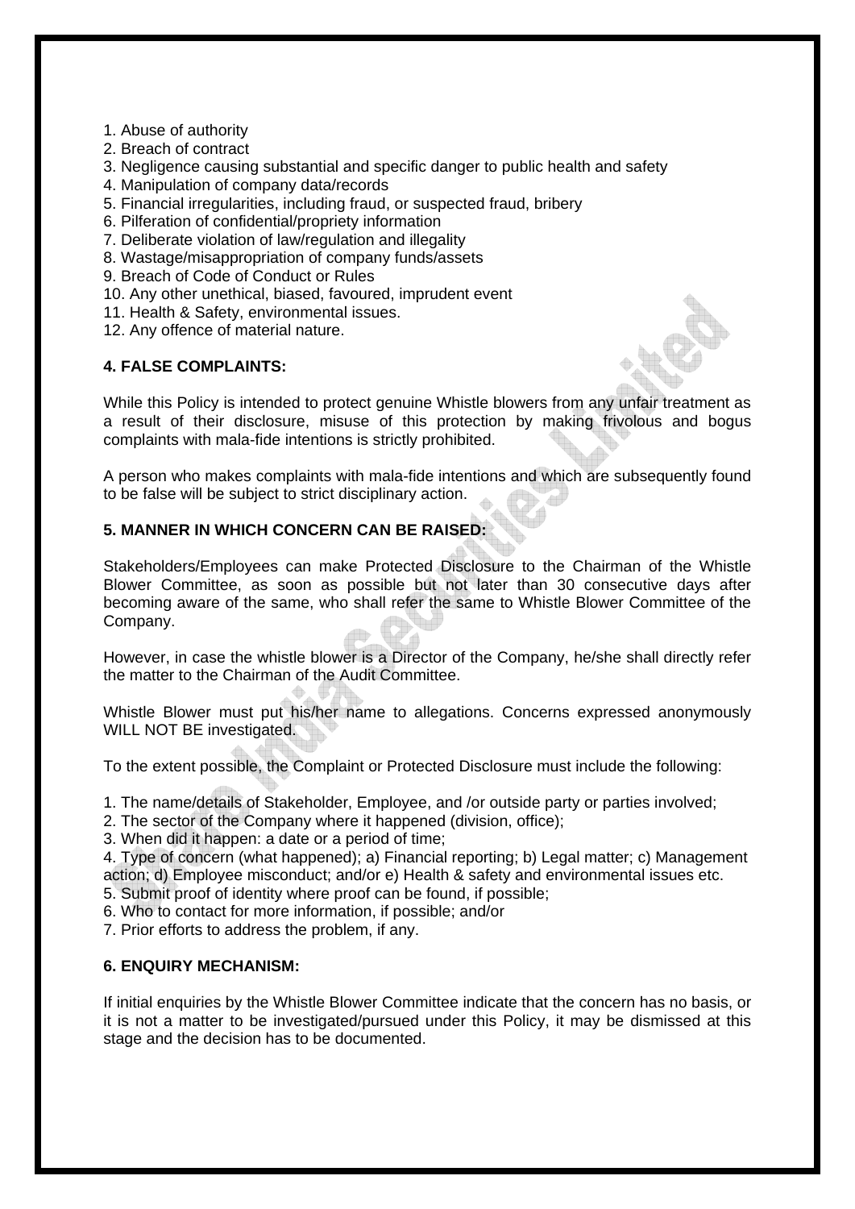1. Abuse of authority
2. Breach of contract
3. Negligence causing substantial and specific danger to public health and safety
4. Manipulation of company data/records
5. Financial irregularities, including fraud, or suspected fraud, bribery
6. Pilferation of confidential/propriety information
7. Deliberate violation of law/regulation and illegality
8. Wastage/misappropriation of company funds/assets
9. Breach of Code of Conduct or Rules
10. Any other unethical, biased, favoured, imprudent event
11. Health & Safety, environmental issues.
12. Any offence of material nature.

**4. FALSE COMPLAINTS:**

While this Policy is intended to protect genuine Whistle blowers from any unfair treatment as a result of their disclosure, misuse of this protection by making frivolous and bogus complaints with mala-fide intentions is strictly prohibited.

A person who makes complaints with mala-fide intentions and which are subsequently found to be false will be subject to strict disciplinary action.

**5. MANNER IN WHICH CONCERN CAN BE RAISED:**

Stakeholders/Employees can make Protected Disclosure to the Chairman of the Whistle Blower Committee, as soon as possible but not later than 30 consecutive days after becoming aware of the same, who shall refer the same to Whistle Blower Committee of the Company.

However, in case the whistle blower is a Director of the Company, he/she shall directly refer the matter to the Chairman of the Audit Committee.

Whistle Blower must put his/her name to allegations. Concerns expressed anonymously WILL NOT BE investigated.

To the extent possible, the Complaint or Protected Disclosure must include the following:

1. The name/details of Stakeholder, Employee, and /or outside party or parties involved;
2. The sector of the Company where it happened (division, office);
3. When did it happen: a date or a period of time;
4. Type of concern (what happened); a) Financial reporting; b) Legal matter; c) Management action; d) Employee misconduct; and/or e) Health & safety and environmental issues etc.
5. Submit proof of identity where proof can be found, if possible;
6. Who to contact for more information, if possible; and/or
7. Prior efforts to address the problem, if any.

**6. ENQUIRY MECHANISM:**

If initial enquiries by the Whistle Blower Committee indicate that the concern has no basis, or it is not a matter to be investigated/pursued under this Policy, it may be dismissed at this stage and the decision has to be documented.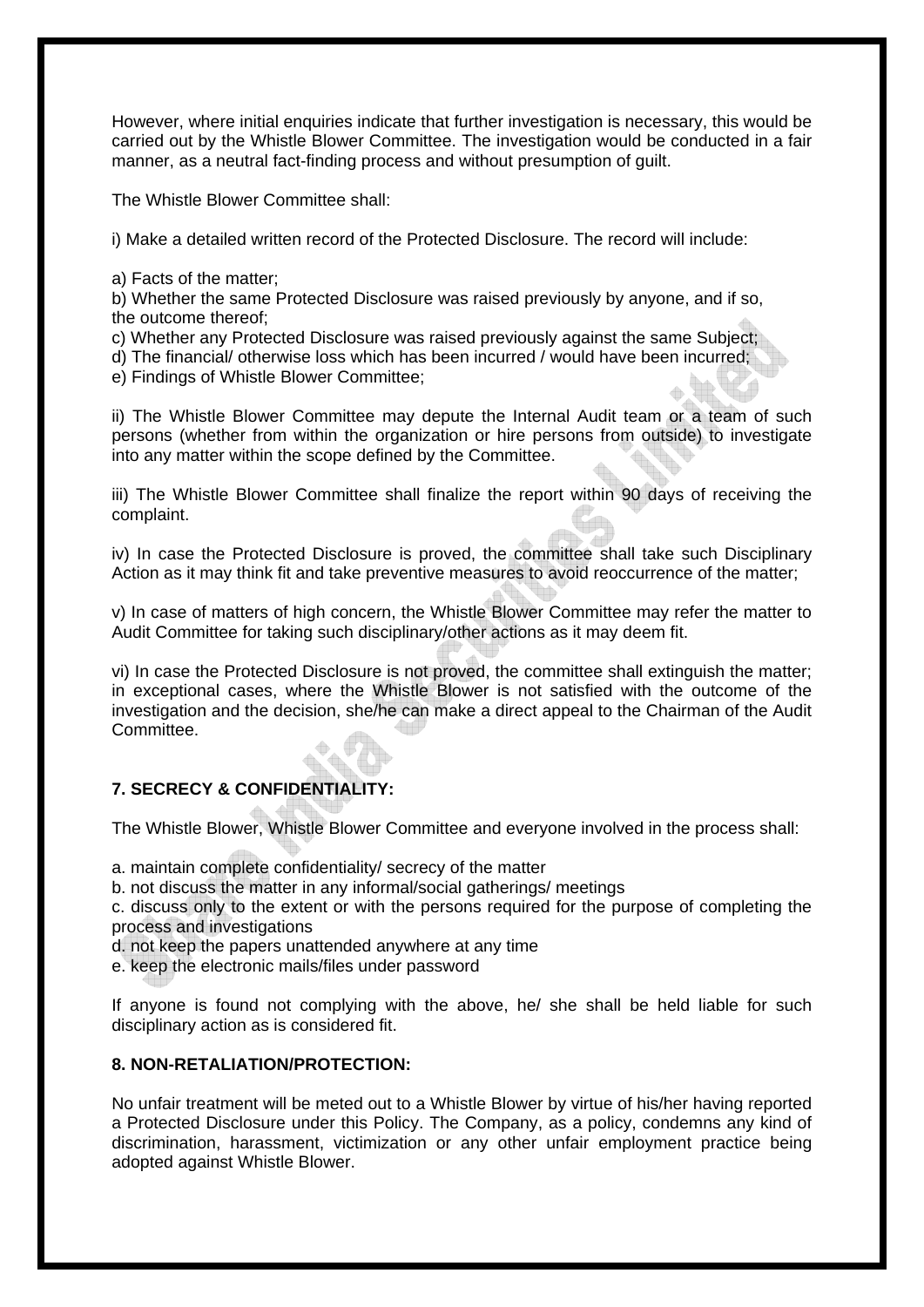However, where initial enquiries indicate that further investigation is necessary, this would be carried out by the Whistle Blower Committee. The investigation would be conducted in a fair manner, as a neutral fact-finding process and without presumption of guilt.

The Whistle Blower Committee shall:

i) Make a detailed written record of the Protected Disclosure. The record will include:

a) Facts of the matter;
b) Whether the same Protected Disclosure was raised previously by anyone, and if so, the outcome thereof;
c) Whether any Protected Disclosure was raised previously against the same Subject;
d) The financial/ otherwise loss which has been incurred / would have been incurred;
e) Findings of Whistle Blower Committee;

ii) The Whistle Blower Committee may depute the Internal Audit team or a team of such persons (whether from within the organization or hire persons from outside) to investigate into any matter within the scope defined by the Committee.

iii) The Whistle Blower Committee shall finalize the report within 90 days of receiving the complaint.

iv) In case the Protected Disclosure is proved, the committee shall take such Disciplinary Action as it may think fit and take preventive measures to avoid reoccurrence of the matter;

v) In case of matters of high concern, the Whistle Blower Committee may refer the matter to Audit Committee for taking such disciplinary/other actions as it may deem fit.

vi) In case the Protected Disclosure is not proved, the committee shall extinguish the matter; in exceptional cases, where the Whistle Blower is not satisfied with the outcome of the investigation and the decision, she/he can make a direct appeal to the Chairman of the Audit Committee.

### 7. SECRECY & CONFIDENTIALITY:

The Whistle Blower, Whistle Blower Committee and everyone involved in the process shall:

a. maintain complete confidentiality/ secrecy of the matter
b. not discuss the matter in any informal/social gatherings/ meetings
c. discuss only to the extent or with the persons required for the purpose of completing the process and investigations
d. not keep the papers unattended anywhere at any time
e. keep the electronic mails/files under password

If anyone is found not complying with the above, he/ she shall be held liable for such disciplinary action as is considered fit.

### 8. NON-RETALIATION/PROTECTION:

No unfair treatment will be meted out to a Whistle Blower by virtue of his/her having reported a Protected Disclosure under this Policy. The Company, as a policy, condemns any kind of discrimination, harassment, victimization or any other unfair employment practice being adopted against Whistle Blower.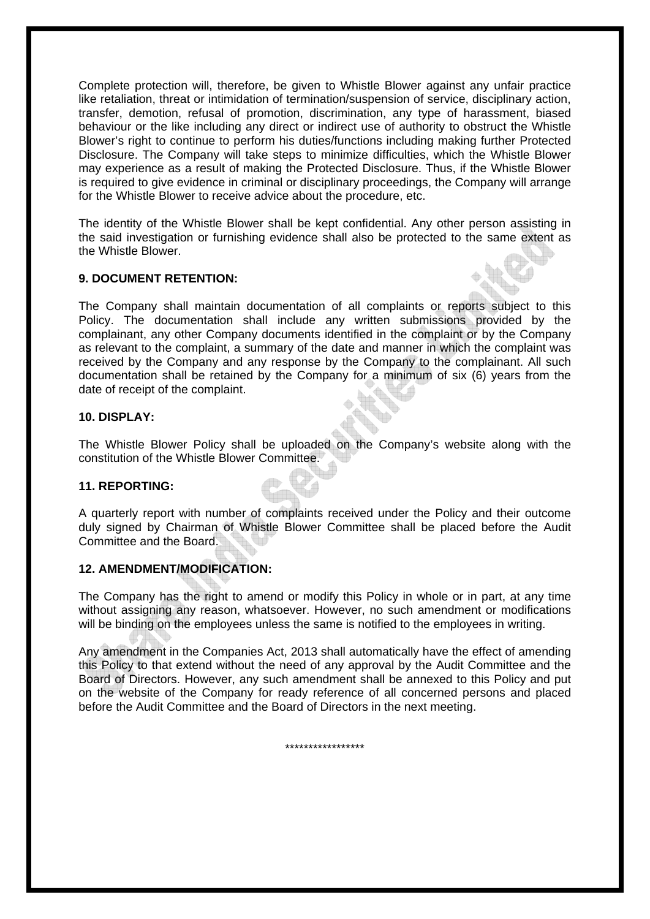Complete protection will, therefore, be given to Whistle Blower against any unfair practice like retaliation, threat or intimidation of termination/suspension of service, disciplinary action, transfer, demotion, refusal of promotion, discrimination, any type of harassment, biased behaviour or the like including any direct or indirect use of authority to obstruct the Whistle Blower's right to continue to perform his duties/functions including making further Protected Disclosure. The Company will take steps to minimize difficulties, which the Whistle Blower may experience as a result of making the Protected Disclosure. Thus, if the Whistle Blower is required to give evidence in criminal or disciplinary proceedings, the Company will arrange for the Whistle Blower to receive advice about the procedure, etc.

The identity of the Whistle Blower shall be kept confidential. Any other person assisting in the said investigation or furnishing evidence shall also be protected to the same extent as the Whistle Blower.

**9. DOCUMENT RETENTION:**

The Company shall maintain documentation of all complaints or reports subject to this Policy. The documentation shall include any written submissions provided by the complainant, any other Company documents identified in the complaint or by the Company as relevant to the complaint, a summary of the date and manner in which the complaint was received by the Company and any response by the Company to the complainant. All such documentation shall be retained by the Company for a minimum of six (6) years from the date of receipt of the complaint.

**10. DISPLAY:**

The Whistle Blower Policy shall be uploaded on the Company's website along with the constitution of the Whistle Blower Committee.

**11. REPORTING:**

A quarterly report with number of complaints received under the Policy and their outcome duly signed by Chairman of Whistle Blower Committee shall be placed before the Audit Committee and the Board.

**12. AMENDMENT/MODIFICATION:**

The Company has the right to amend or modify this Policy in whole or in part, at any time without assigning any reason, whatsoever. However, no such amendment or modifications will be binding on the employees unless the same is notified to the employees in writing.

Any amendment in the Companies Act, 2013 shall automatically have the effect of amending this Policy to that extend without the need of any approval by the Audit Committee and the Board of Directors. However, any such amendment shall be annexed to this Policy and put on the website of the Company for ready reference of all concerned persons and placed before the Audit Committee and the Board of Directors in the next meeting.

*****************